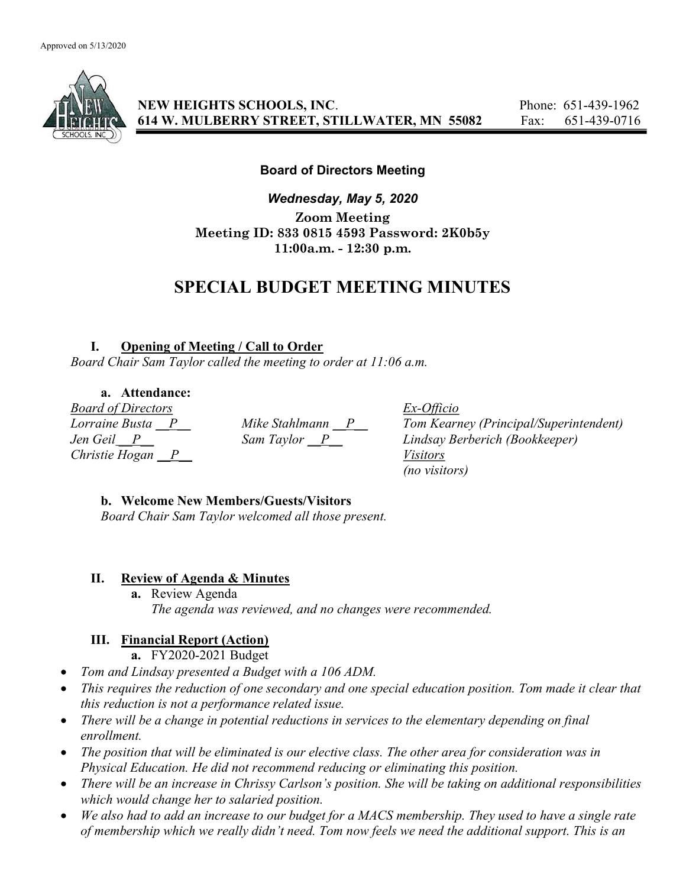Approved on 5/13/2020

**NEW HEIGHTS SCHOOLS, INC.** Phone: 651-439-1962
**614 W. MULBERRY STREET, STILLWATER, MN 55082** Fax: 651-439-0716

**Board of Directors Meeting**

***Wednesday, May 5, 2020***

**Zoom Meeting**
**Meeting ID: 833 0815 4593 Password: 2K0b5y**
**11:00a.m. - 12:30 p.m.**

# SPECIAL BUDGET MEETING MINUTES

## I. Opening of Meeting / Call to Order

*Board Chair Sam Taylor called the meeting to order at 11:06 a.m.*

### a. Attendance:

| *Board of Directors* | | *Ex-Officio* |
|---|---|---|
| *Lorraine Busta \_\_P\_\_* | *Mike Stahlmann \_\_P\_\_* | *Tom Kearney (Principal/Superintendent)* |
| *Jen Geil\_\_P\_\_* | *Sam Taylor \_\_P\_\_* | *Lindsay Berberich (Bookkeeper)* |
| *Christie Hogan \_\_P\_\_* | | *Visitors* |
| | | *(no visitors)* |

### b. Welcome New Members/Guests/Visitors

*Board Chair Sam Taylor welcomed all those present.*

## II. Review of Agenda & Minutes

**a.** Review Agenda
*The agenda was reviewed, and no changes were recommended.*

## III. Financial Report (Action)

**a.** FY2020-2021 Budget

- *Tom and Lindsay presented a Budget with a 106 ADM.*
- *This requires the reduction of one secondary and one special education position. Tom made it clear that this reduction is not a performance related issue.*
- *There will be a change in potential reductions in services to the elementary depending on final enrollment.*
- *The position that will be eliminated is our elective class. The other area for consideration was in Physical Education. He did not recommend reducing or eliminating this position.*
- *There will be an increase in Chrissy Carlson's position. She will be taking on additional responsibilities which would change her to salaried position.*
- *We also had to add an increase to our budget for a MACS membership. They used to have a single rate of membership which we really didn't need. Tom now feels we need the additional support. This is an*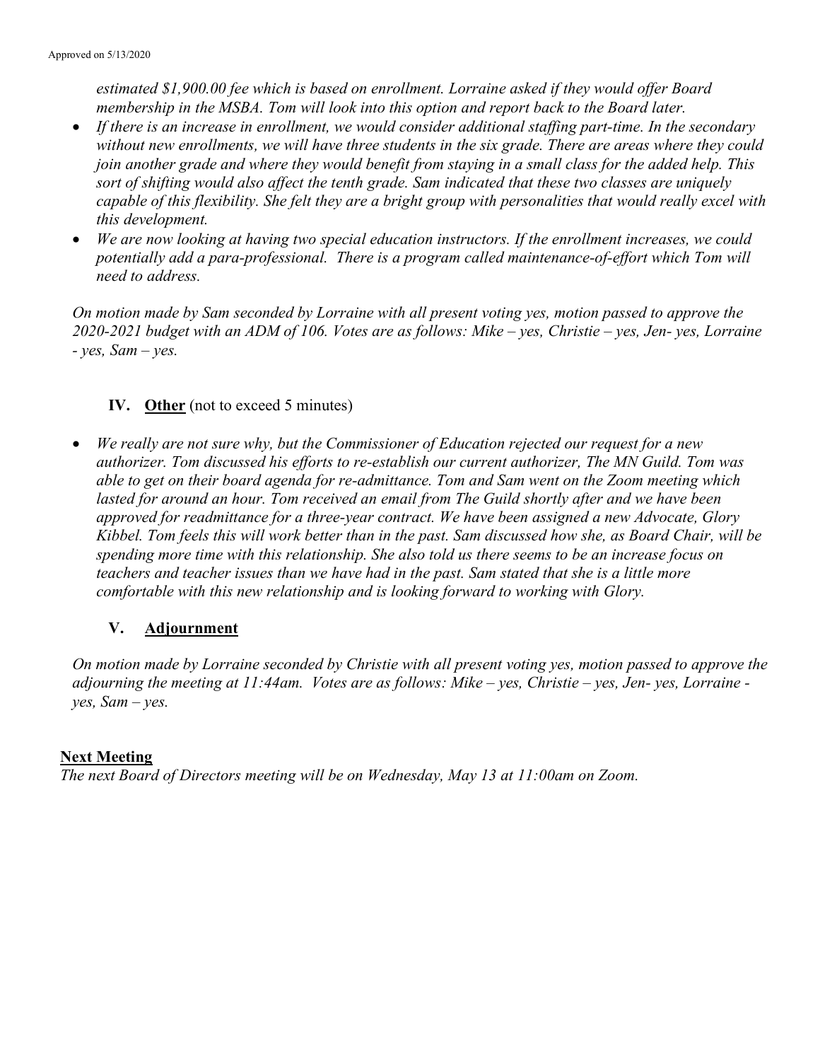*estimated $1,900.00 fee which is based on enrollment. Lorraine asked if they would offer Board membership in the MSBA. Tom will look into this option and report back to the Board later.*

- *If there is an increase in enrollment, we would consider additional staffing part-time. In the secondary without new enrollments, we will have three students in the six grade. There are areas where they could join another grade and where they would benefit from staying in a small class for the added help. This sort of shifting would also affect the tenth grade. Sam indicated that these two classes are uniquely capable of this flexibility. She felt they are a bright group with personalities that would really excel with this development.*
- *We are now looking at having two special education instructors. If the enrollment increases, we could potentially add a para-professional. There is a program called maintenance-of-effort which Tom will need to address.*

*On motion made by Sam seconded by Lorraine with all present voting yes, motion passed to approve the 2020-2021 budget with an ADM of 106. Votes are as follows: Mike – yes, Christie – yes, Jen- yes, Lorraine - yes, Sam – yes.*

## IV. <u>Other</u> (not to exceed 5 minutes)

- *We really are not sure why, but the Commissioner of Education rejected our request for a new authorizer. Tom discussed his efforts to re-establish our current authorizer, The MN Guild. Tom was able to get on their board agenda for re-admittance. Tom and Sam went on the Zoom meeting which lasted for around an hour. Tom received an email from The Guild shortly after and we have been approved for readmittance for a three-year contract. We have been assigned a new Advocate, Glory Kibbel. Tom feels this will work better than in the past. Sam discussed how she, as Board Chair, will be spending more time with this relationship. She also told us there seems to be an increase focus on teachers and teacher issues than we have had in the past. Sam stated that she is a little more comfortable with this new relationship and is looking forward to working with Glory.*

## V. <u>Adjournment</u>

*On motion made by Lorraine seconded by Christie with all present voting yes, motion passed to approve the adjourning the meeting at 11:44am. Votes are as follows: Mike – yes, Christie – yes, Jen- yes, Lorraine - yes, Sam – yes.*

**<u>Next Meeting</u>**

*The next Board of Directors meeting will be on Wednesday, May 13 at 11:00am on Zoom.*